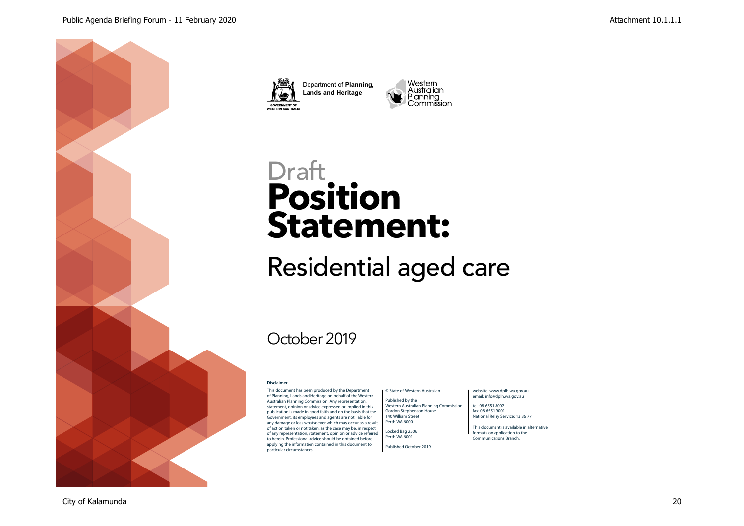Department of **Planning, Lands and Heritage**

Western Australian Planning Commission

Draft

# Position Statement:

## Residential aged care

October 2019

**Disclaimer**

This document has been produced by the Department of Planning, Lands and Heritage on behalf of the Western Australian Planning Commission. Any representation, statement, opinion or advice expressed or implied in this publication is made in good faith and on the basis that the Government, its employees and agents are not liable for any damage or loss whatsoever which may occur as a result of action taken or not taken, as the case may be, in respect of any representation, statement, opinion or advice referred to herein. Professional advice should be obtained before applying the information contained in this document to particular circumstances.

© State of Western Australian

Published by the
Western Australian Planning Commission
Gordon Stephenson House
140 William Street
Perth WA 6000

Locked Bag 2506
Perth WA 6001

Published October 2019

website: www.dplh.wa.gov.au
email: info@dplh.wa.gov.au

tel: 08 6551 8002
fax: 08 6551 9001
National Relay Service: 13 36 77

This document is available in alternative formats on application to the Communications Branch.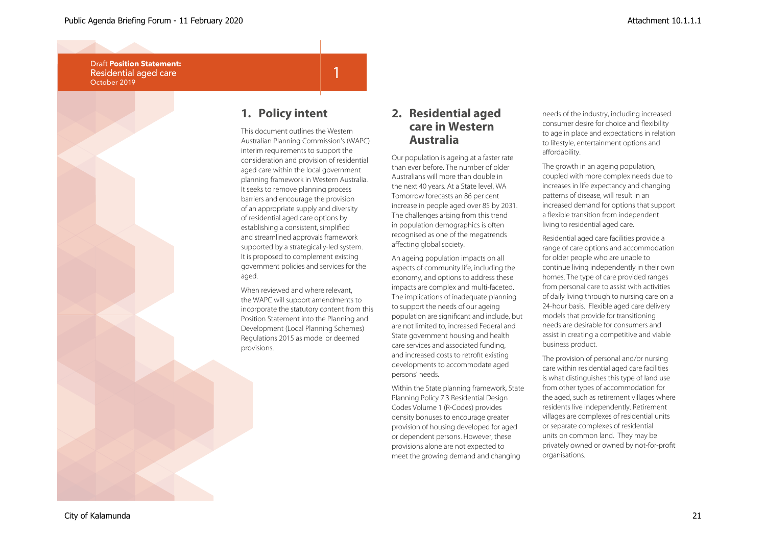Draft **Position Statement:**
Residential aged care
October 2019

## 1. Policy intent

This document outlines the Western Australian Planning Commission's (WAPC) interim requirements to support the consideration and provision of residential aged care within the local government planning framework in Western Australia. It seeks to remove planning process barriers and encourage the provision of an appropriate supply and diversity of residential aged care options by establishing a consistent, simplified and streamlined approvals framework supported by a strategically-led system. It is proposed to complement existing government policies and services for the aged.

When reviewed and where relevant, the WAPC will support amendments to incorporate the statutory content from this Position Statement into the Planning and Development (Local Planning Schemes) Regulations 2015 as model or deemed provisions.

## 2. Residential aged care in Western Australia

Our population is ageing at a faster rate than ever before. The number of older Australians will more than double in the next 40 years. At a State level, WA Tomorrow forecasts an 86 per cent increase in people aged over 85 by 2031. The challenges arising from this trend in population demographics is often recognised as one of the megatrends affecting global society.

An ageing population impacts on all aspects of community life, including the economy, and options to address these impacts are complex and multi-faceted. The implications of inadequate planning to support the needs of our ageing population are significant and include, but are not limited to, increased Federal and State government housing and health care services and associated funding, and increased costs to retrofit existing developments to accommodate aged persons' needs.

Within the State planning framework, State Planning Policy 7.3 Residential Design Codes Volume 1 (R-Codes) provides density bonuses to encourage greater provision of housing developed for aged or dependent persons. However, these provisions alone are not expected to meet the growing demand and changing needs of the industry, including increased consumer desire for choice and flexibility to age in place and expectations in relation to lifestyle, entertainment options and affordability.

The growth in an ageing population, coupled with more complex needs due to increases in life expectancy and changing patterns of disease, will result in an increased demand for options that support a flexible transition from independent living to residential aged care.

Residential aged care facilities provide a range of care options and accommodation for older people who are unable to continue living independently in their own homes. The type of care provided ranges from personal care to assist with activities of daily living through to nursing care on a 24-hour basis. Flexible aged care delivery models that provide for transitioning needs are desirable for consumers and assist in creating a competitive and viable business product.

The provision of personal and/or nursing care within residential aged care facilities is what distinguishes this type of land use from other types of accommodation for the aged, such as retirement villages where residents live independently. Retirement villages are complexes of residential units or separate complexes of residential units on common land. They may be privately owned or owned by not-for-profit organisations.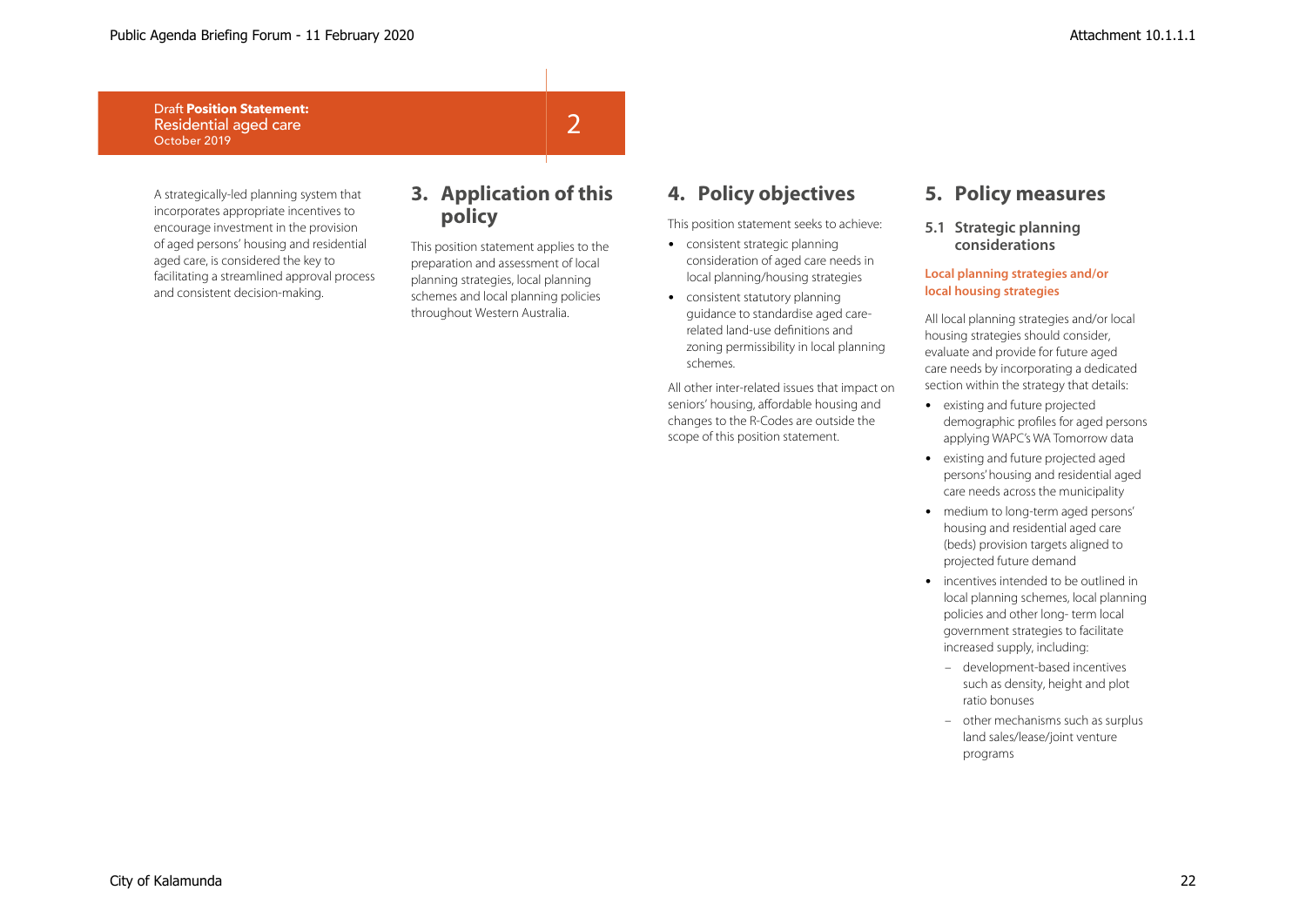A strategically-led planning system that incorporates appropriate incentives to encourage investment in the provision of aged persons' housing and residential aged care, is considered the key to facilitating a streamlined approval process and consistent decision-making.

## 3. Application of this policy

This position statement applies to the preparation and assessment of local planning strategies, local planning schemes and local planning policies throughout Western Australia.

## 4. Policy objectives

This position statement seeks to achieve:

- consistent strategic planning consideration of aged care needs in local planning/housing strategies
- consistent statutory planning guidance to standardise aged care-related land-use definitions and zoning permissibility in local planning schemes.

All other inter-related issues that impact on seniors' housing, affordable housing and changes to the R-Codes are outside the scope of this position statement.

## 5. Policy measures

### 5.1 Strategic planning considerations

#### Local planning strategies and/or local housing strategies

All local planning strategies and/or local housing strategies should consider, evaluate and provide for future aged care needs by incorporating a dedicated section within the strategy that details:

- existing and future projected demographic profiles for aged persons applying WAPC's WA Tomorrow data
- existing and future projected aged persons' housing and residential aged care needs across the municipality
- medium to long-term aged persons' housing and residential aged care (beds) provision targets aligned to projected future demand
- incentives intended to be outlined in local planning schemes, local planning policies and other long- term local government strategies to facilitate increased supply, including:
  - development-based incentives such as density, height and plot ratio bonuses
  - other mechanisms such as surplus land sales/lease/joint venture programs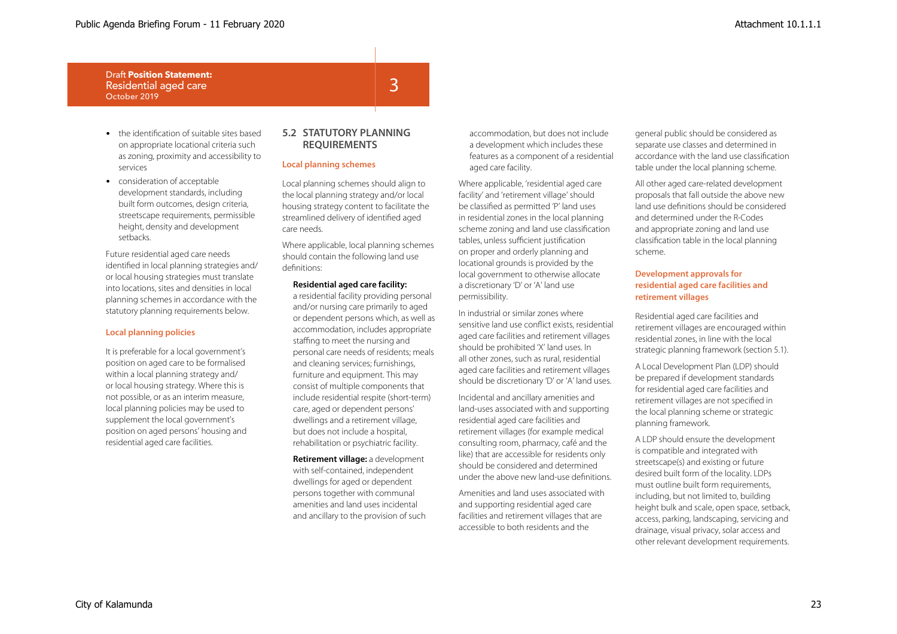- the identification of suitable sites based on appropriate locational criteria such as zoning, proximity and accessibility to services
- consideration of acceptable development standards, including built form outcomes, design criteria, streetscape requirements, permissible height, density and development setbacks.

Future residential aged care needs identified in local planning strategies and/or local housing strategies must translate into locations, sites and densities in local planning schemes in accordance with the statutory planning requirements below.

### Local planning policies

It is preferable for a local government's position on aged care to be formalised within a local planning strategy and/or local housing strategy. Where this is not possible, or as an interim measure, local planning policies may be used to supplement the local government's position on aged persons' housing and residential aged care facilities.

## 5.2 STATUTORY PLANNING REQUIREMENTS

### Local planning schemes

Local planning schemes should align to the local planning strategy and/or local housing strategy content to facilitate the streamlined delivery of identified aged care needs.

Where applicable, local planning schemes should contain the following land use definitions:

> **Residential aged care facility:** a residential facility providing personal and/or nursing care primarily to aged or dependent persons which, as well as accommodation, includes appropriate staffing to meet the nursing and personal care needs of residents; meals and cleaning services; furnishings, furniture and equipment. This may consist of multiple components that include residential respite (short-term) care, aged or dependent persons' dwellings and a retirement village, but does not include a hospital, rehabilitation or psychiatric facility.
>
> **Retirement village:** a development with self-contained, independent dwellings for aged or dependent persons together with communal amenities and land uses incidental and ancillary to the provision of such accommodation, but does not include a development which includes these features as a component of a residential aged care facility.

Where applicable, 'residential aged care facility' and 'retirement village' should be classified as permitted 'P' land uses in residential zones in the local planning scheme zoning and land use classification tables, unless sufficient justification on proper and orderly planning and locational grounds is provided by the local government to otherwise allocate a discretionary 'D' or 'A' land use permissibility.

In industrial or similar zones where sensitive land use conflict exists, residential aged care facilities and retirement villages should be prohibited 'X' land uses. In all other zones, such as rural, residential aged care facilities and retirement villages should be discretionary 'D' or 'A' land uses.

Incidental and ancillary amenities and land-uses associated with and supporting residential aged care facilities and retirement villages (for example medical consulting room, pharmacy, café and the like) that are accessible for residents only should be considered and determined under the above new land-use definitions.

Amenities and land uses associated with and supporting residential aged care facilities and retirement villages that are accessible to both residents and the general public should be considered as separate use classes and determined in accordance with the land use classification table under the local planning scheme.

All other aged care-related development proposals that fall outside the above new land use definitions should be considered and determined under the R-Codes and appropriate zoning and land use classification table in the local planning scheme.

### Development approvals for residential aged care facilities and retirement villages

Residential aged care facilities and retirement villages are encouraged within residential zones, in line with the local strategic planning framework (section 5.1).

A Local Development Plan (LDP) should be prepared if development standards for residential aged care facilities and retirement villages are not specified in the local planning scheme or strategic planning framework.

A LDP should ensure the development is compatible and integrated with streetscape(s) and existing or future desired built form of the locality. LDPs must outline built form requirements, including, but not limited to, building height bulk and scale, open space, setback, access, parking, landscaping, servicing and drainage, visual privacy, solar access and other relevant development requirements.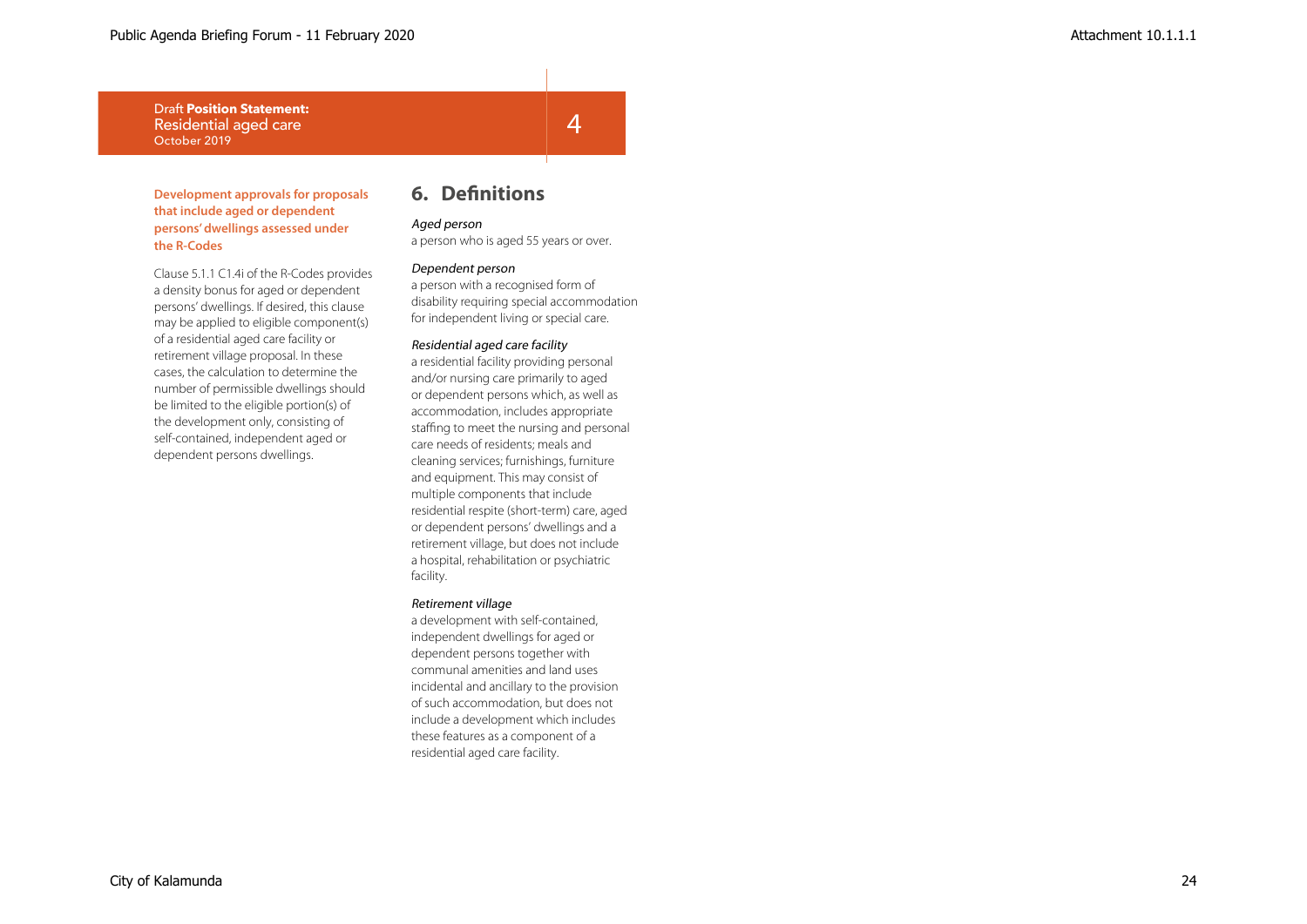**Development approvals for proposals that include aged or dependent persons' dwellings assessed under the R-Codes**

Clause 5.1.1 C1.4i of the R-Codes provides a density bonus for aged or dependent persons' dwellings. If desired, this clause may be applied to eligible component(s) of a residential aged care facility or retirement village proposal. In these cases, the calculation to determine the number of permissible dwellings should be limited to the eligible portion(s) of the development only, consisting of self-contained, independent aged or dependent persons dwellings.

## 6. Definitions

*Aged person*
a person who is aged 55 years or over.

*Dependent person*
a person with a recognised form of disability requiring special accommodation for independent living or special care.

*Residential aged care facility*
a residential facility providing personal and/or nursing care primarily to aged or dependent persons which, as well as accommodation, includes appropriate staffing to meet the nursing and personal care needs of residents; meals and cleaning services; furnishings, furniture and equipment. This may consist of multiple components that include residential respite (short-term) care, aged or dependent persons' dwellings and a retirement village, but does not include a hospital, rehabilitation or psychiatric facility.

*Retirement village*
a development with self-contained, independent dwellings for aged or dependent persons together with communal amenities and land uses incidental and ancillary to the provision of such accommodation, but does not include a development which includes these features as a component of a residential aged care facility.